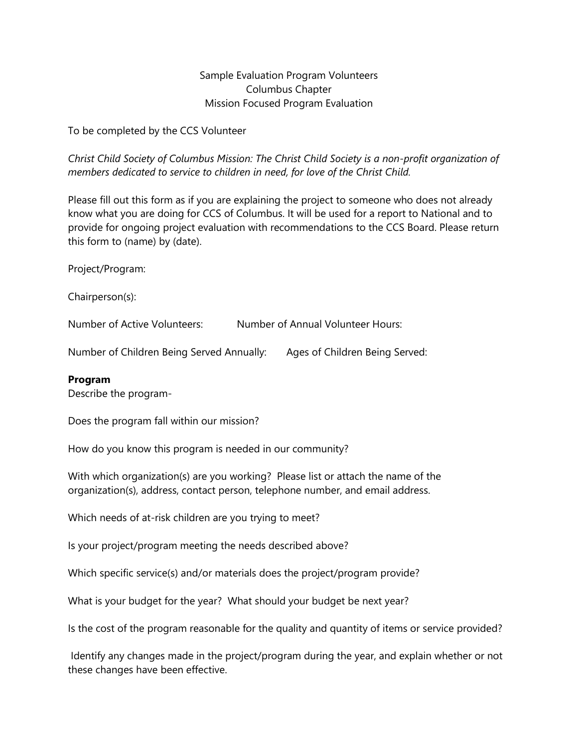# Sample Evaluation Program Volunteers
## Columbus Chapter
## Mission Focused Program Evaluation

To be completed by the CCS Volunteer

*Christ Child Society of Columbus Mission: The Christ Child Society is a non-profit organization of members dedicated to service to children in need, for love of the Christ Child.*

Please fill out this form as if you are explaining the project to someone who does not already know what you are doing for CCS of Columbus. It will be used for a report to National and to provide for ongoing project evaluation with recommendations to the CCS Board. Please return this form to (name) by (date).

Project/Program:

Chairperson(s):

Number of Active Volunteers: Number of Annual Volunteer Hours:

Number of Children Being Served Annually: Ages of Children Being Served:

**Program**

Describe the program-

Does the program fall within our mission?

How do you know this program is needed in our community?

With which organization(s) are you working? Please list or attach the name of the organization(s), address, contact person, telephone number, and email address.

Which needs of at-risk children are you trying to meet?

Is your project/program meeting the needs described above?

Which specific service(s) and/or materials does the project/program provide?

What is your budget for the year? What should your budget be next year?

Is the cost of the program reasonable for the quality and quantity of items or service provided?

Identify any changes made in the project/program during the year, and explain whether or not these changes have been effective.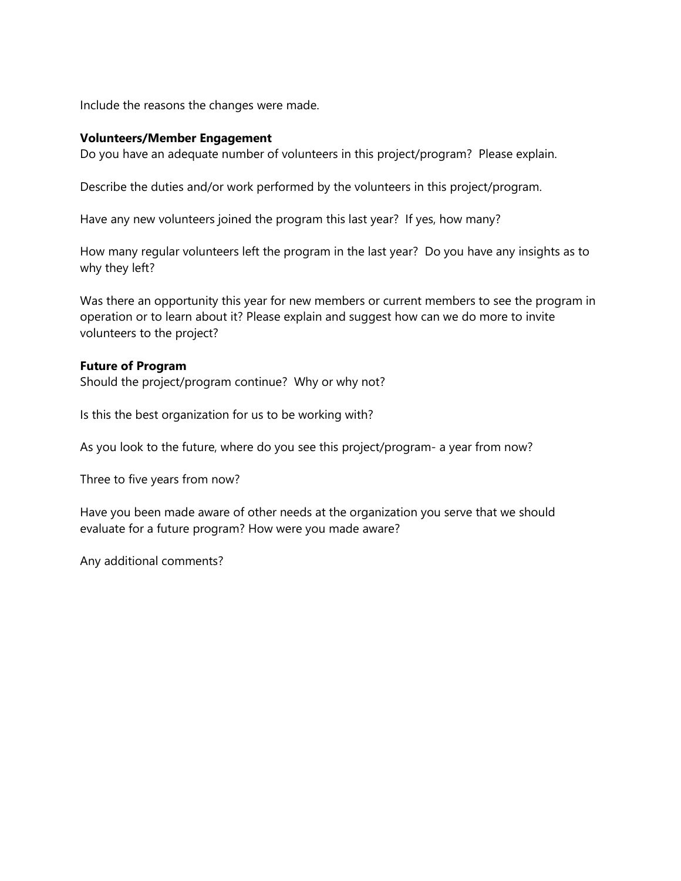Include the reasons the changes were made.

**Volunteers/Member Engagement**

Do you have an adequate number of volunteers in this project/program? Please explain.

Describe the duties and/or work performed by the volunteers in this project/program.

Have any new volunteers joined the program this last year? If yes, how many?

How many regular volunteers left the program in the last year? Do you have any insights as to why they left?

Was there an opportunity this year for new members or current members to see the program in operation or to learn about it? Please explain and suggest how can we do more to invite volunteers to the project?

**Future of Program**

Should the project/program continue? Why or why not?

Is this the best organization for us to be working with?

As you look to the future, where do you see this project/program- a year from now?

Three to five years from now?

Have you been made aware of other needs at the organization you serve that we should evaluate for a future program? How were you made aware?

Any additional comments?